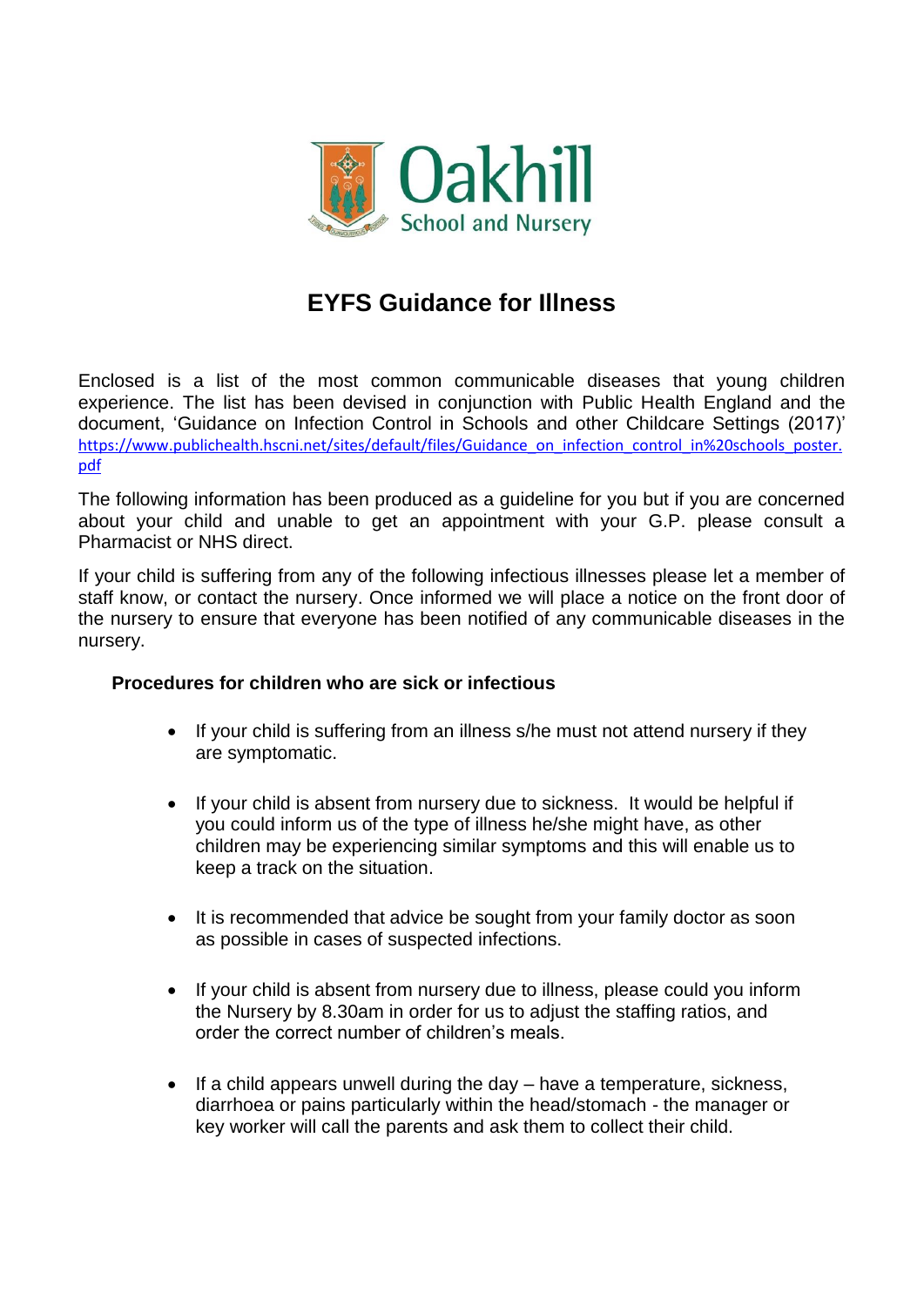Oakhill
School and Nursery

# EYFS Guidance for Illness

Enclosed is a list of the most common communicable diseases that young children experience. The list has been devised in conjunction with Public Health England and the document, 'Guidance on Infection Control in Schools and other Childcare Settings (2017)' https://www.publichealth.hscni.net/sites/default/files/Guidance_on_infection_control_in%20schools_poster.pdf

The following information has been produced as a guideline for you but if you are concerned about your child and unable to get an appointment with your G.P. please consult a Pharmacist or NHS direct.

If your child is suffering from any of the following infectious illnesses please let a member of staff know, or contact the nursery. Once informed we will place a notice on the front door of the nursery to ensure that everyone has been notified of any communicable diseases in the nursery.

**Procedures for children who are sick or infectious**

- If your child is suffering from an illness s/he must not attend nursery if they are symptomatic.

- If your child is absent from nursery due to sickness. It would be helpful if you could inform us of the type of illness he/she might have, as other children may be experiencing similar symptoms and this will enable us to keep a track on the situation.

- It is recommended that advice be sought from your family doctor as soon as possible in cases of suspected infections.

- If your child is absent from nursery due to illness, please could you inform the Nursery by 8.30am in order for us to adjust the staffing ratios, and order the correct number of children's meals.

- If a child appears unwell during the day – have a temperature, sickness, diarrhoea or pains particularly within the head/stomach - the manager or key worker will call the parents and ask them to collect their child.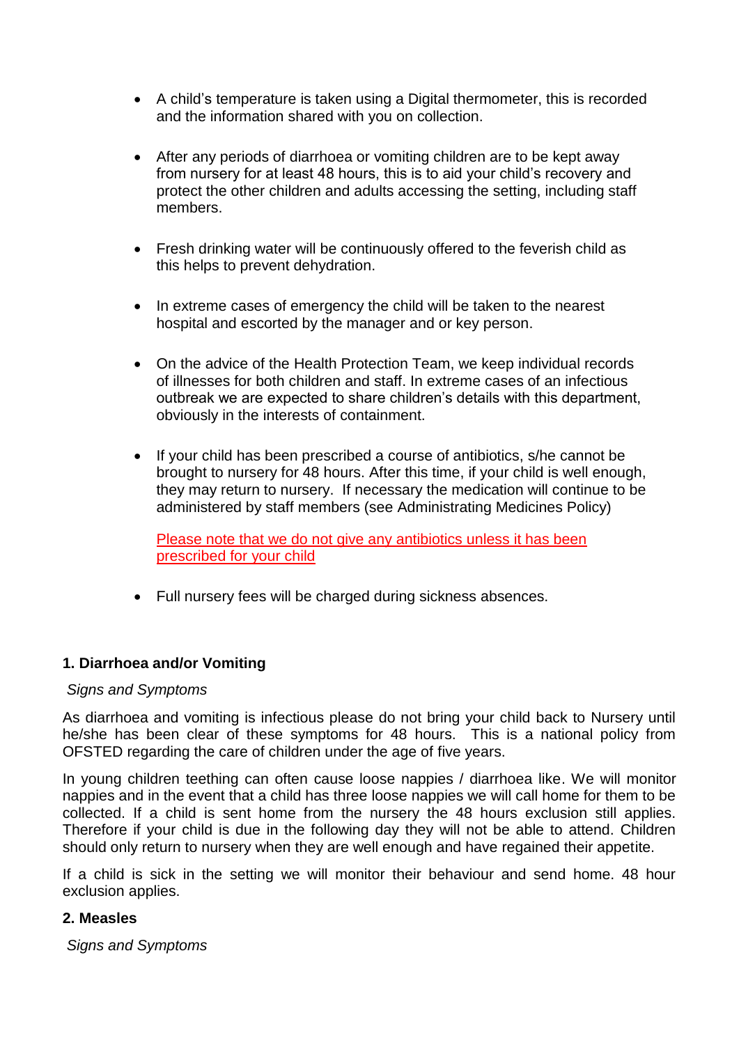- A child's temperature is taken using a Digital thermometer, this is recorded and the information shared with you on collection.

- After any periods of diarrhoea or vomiting children are to be kept away from nursery for at least 48 hours, this is to aid your child's recovery and protect the other children and adults accessing the setting, including staff members.

- Fresh drinking water will be continuously offered to the feverish child as this helps to prevent dehydration.

- In extreme cases of emergency the child will be taken to the nearest hospital and escorted by the manager and or key person.

- On the advice of the Health Protection Team, we keep individual records of illnesses for both children and staff. In extreme cases of an infectious outbreak we are expected to share children's details with this department, obviously in the interests of containment.

- If your child has been prescribed a course of antibiotics, s/he cannot be brought to nursery for 48 hours. After this time, if your child is well enough, they may return to nursery. If necessary the medication will continue to be administered by staff members (see Administrating Medicines Policy)

  Please note that we do not give any antibiotics unless it has been prescribed for your child

- Full nursery fees will be charged during sickness absences.

### 1. Diarrhoea and/or Vomiting

*Signs and Symptoms*

As diarrhoea and vomiting is infectious please do not bring your child back to Nursery until he/she has been clear of these symptoms for 48 hours. This is a national policy from OFSTED regarding the care of children under the age of five years.

In young children teething can often cause loose nappies / diarrhoea like. We will monitor nappies and in the event that a child has three loose nappies we will call home for them to be collected. If a child is sent home from the nursery the 48 hours exclusion still applies. Therefore if your child is due in the following day they will not be able to attend. Children should only return to nursery when they are well enough and have regained their appetite.

If a child is sick in the setting we will monitor their behaviour and send home. 48 hour exclusion applies.

### 2. Measles

*Signs and Symptoms*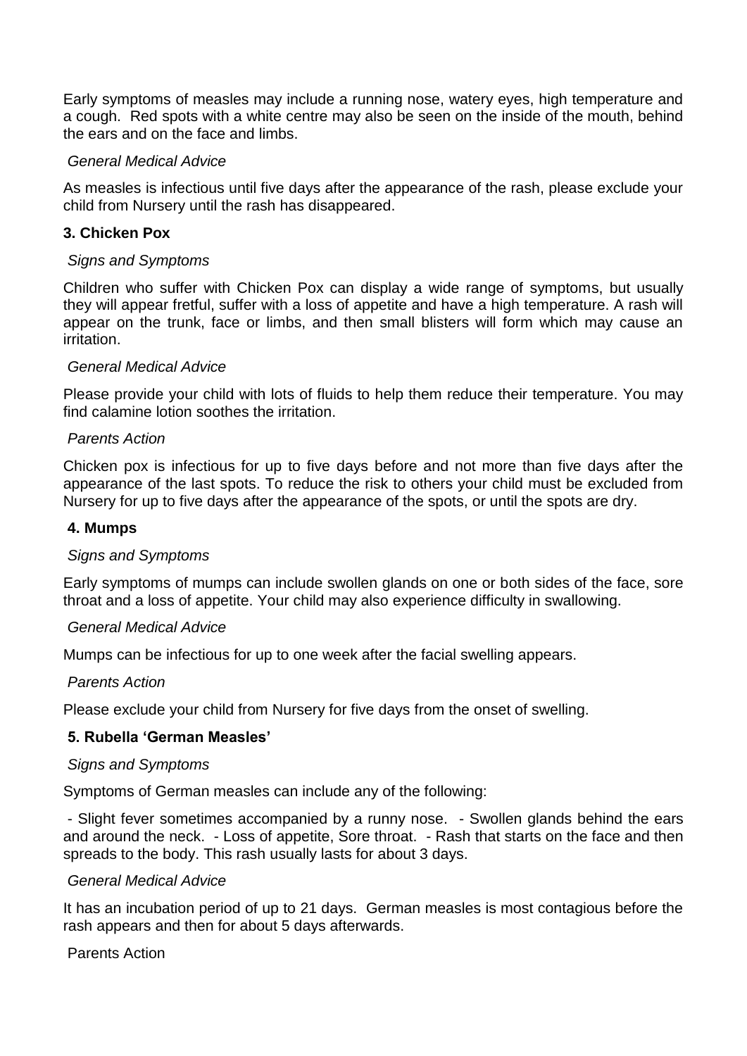Early symptoms of measles may include a running nose, watery eyes, high temperature and a cough. Red spots with a white centre may also be seen on the inside of the mouth, behind the ears and on the face and limbs.

*General Medical Advice*

As measles is infectious until five days after the appearance of the rash, please exclude your child from Nursery until the rash has disappeared.

### 3. Chicken Pox

*Signs and Symptoms*

Children who suffer with Chicken Pox can display a wide range of symptoms, but usually they will appear fretful, suffer with a loss of appetite and have a high temperature. A rash will appear on the trunk, face or limbs, and then small blisters will form which may cause an irritation.

*General Medical Advice*

Please provide your child with lots of fluids to help them reduce their temperature. You may find calamine lotion soothes the irritation.

*Parents Action*

Chicken pox is infectious for up to five days before and not more than five days after the appearance of the last spots. To reduce the risk to others your child must be excluded from Nursery for up to five days after the appearance of the spots, or until the spots are dry.

### 4. Mumps

*Signs and Symptoms*

Early symptoms of mumps can include swollen glands on one or both sides of the face, sore throat and a loss of appetite. Your child may also experience difficulty in swallowing.

*General Medical Advice*

Mumps can be infectious for up to one week after the facial swelling appears.

*Parents Action*

Please exclude your child from Nursery for five days from the onset of swelling.

### 5. Rubella 'German Measles'

*Signs and Symptoms*

Symptoms of German measles can include any of the following:

- Slight fever sometimes accompanied by a runny nose.
- Swollen glands behind the ears and around the neck.
- Loss of appetite, Sore throat.
- Rash that starts on the face and then spreads to the body. This rash usually lasts for about 3 days.

*General Medical Advice*

It has an incubation period of up to 21 days. German measles is most contagious before the rash appears and then for about 5 days afterwards.

Parents Action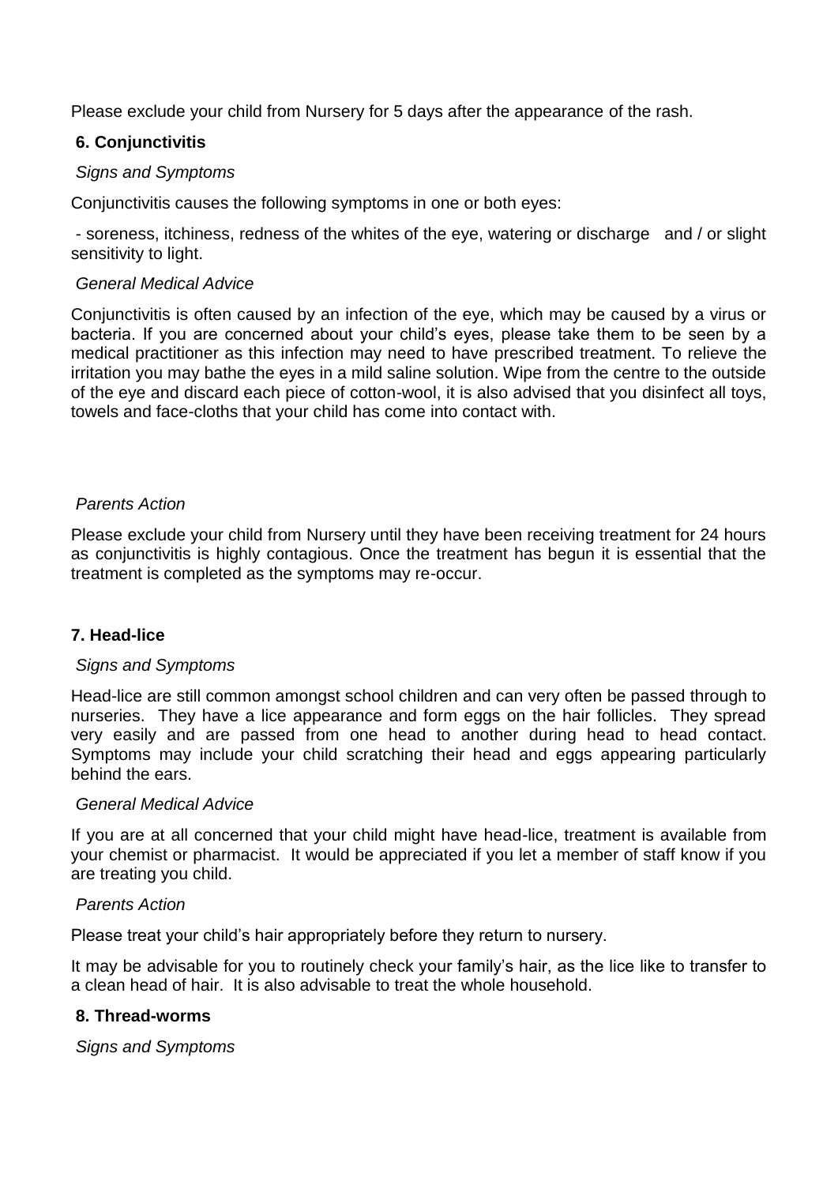Please exclude your child from Nursery for 5 days after the appearance of the rash.

### 6. Conjunctivitis

*Signs and Symptoms*

Conjunctivitis causes the following symptoms in one or both eyes:

- soreness, itchiness, redness of the whites of the eye, watering or discharge and / or slight sensitivity to light.

*General Medical Advice*

Conjunctivitis is often caused by an infection of the eye, which may be caused by a virus or bacteria. If you are concerned about your child's eyes, please take them to be seen by a medical practitioner as this infection may need to have prescribed treatment. To relieve the irritation you may bathe the eyes in a mild saline solution. Wipe from the centre to the outside of the eye and discard each piece of cotton-wool, it is also advised that you disinfect all toys, towels and face-cloths that your child has come into contact with.

*Parents Action*

Please exclude your child from Nursery until they have been receiving treatment for 24 hours as conjunctivitis is highly contagious. Once the treatment has begun it is essential that the treatment is completed as the symptoms may re-occur.

### 7. Head-lice

*Signs and Symptoms*

Head-lice are still common amongst school children and can very often be passed through to nurseries. They have a lice appearance and form eggs on the hair follicles. They spread very easily and are passed from one head to another during head to head contact. Symptoms may include your child scratching their head and eggs appearing particularly behind the ears.

*General Medical Advice*

If you are at all concerned that your child might have head-lice, treatment is available from your chemist or pharmacist. It would be appreciated if you let a member of staff know if you are treating you child.

*Parents Action*

Please treat your child's hair appropriately before they return to nursery.

It may be advisable for you to routinely check your family's hair, as the lice like to transfer to a clean head of hair. It is also advisable to treat the whole household.

### 8. Thread-worms

*Signs and Symptoms*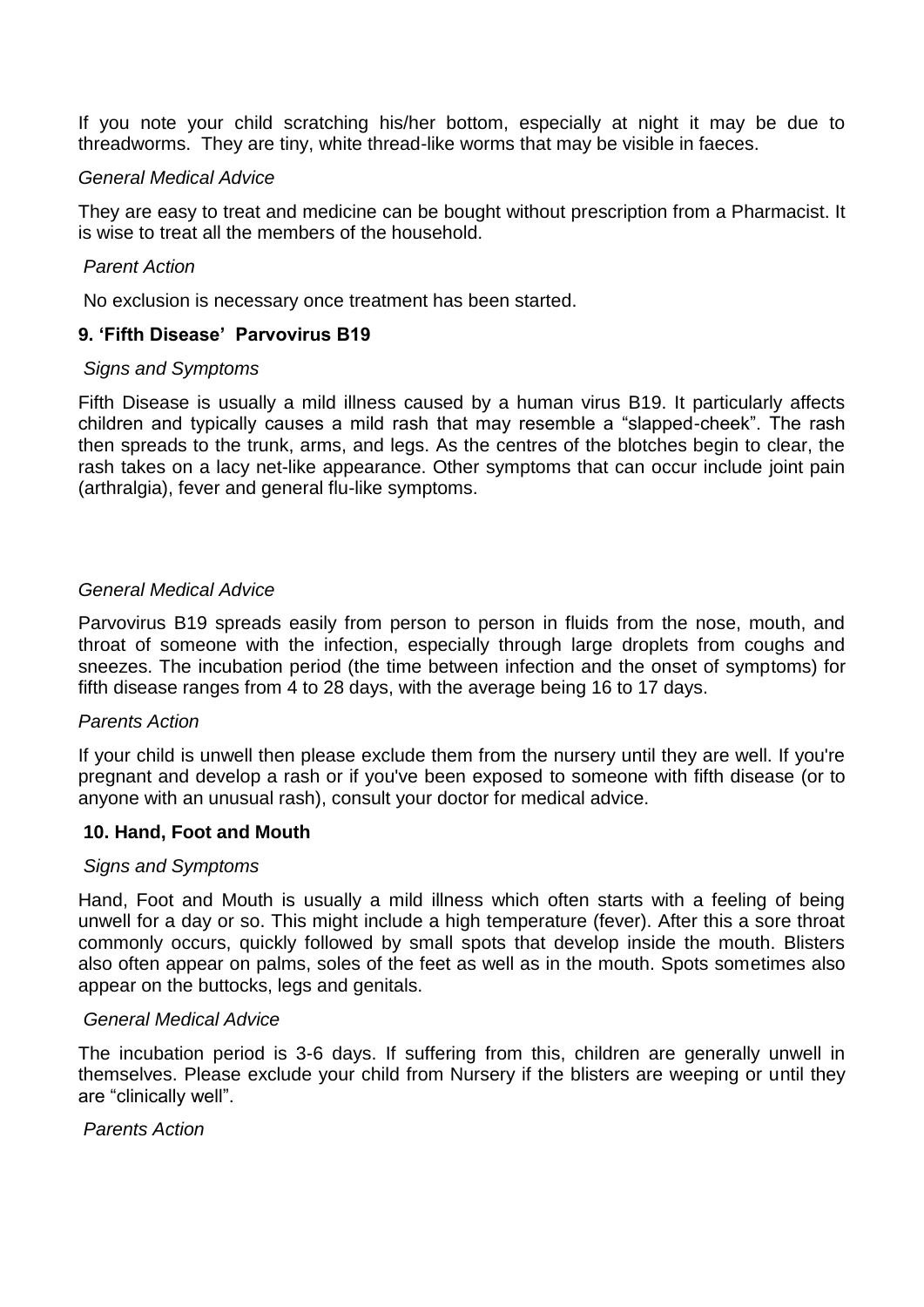If you note your child scratching his/her bottom, especially at night it may be due to threadworms. They are tiny, white thread-like worms that may be visible in faeces.

*General Medical Advice*

They are easy to treat and medicine can be bought without prescription from a Pharmacist. It is wise to treat all the members of the household.

*Parent Action*

No exclusion is necessary once treatment has been started.

### 9. 'Fifth Disease' Parvovirus B19

*Signs and Symptoms*

Fifth Disease is usually a mild illness caused by a human virus B19. It particularly affects children and typically causes a mild rash that may resemble a "slapped-cheek". The rash then spreads to the trunk, arms, and legs. As the centres of the blotches begin to clear, the rash takes on a lacy net-like appearance. Other symptoms that can occur include joint pain (arthralgia), fever and general flu-like symptoms.

*General Medical Advice*

Parvovirus B19 spreads easily from person to person in fluids from the nose, mouth, and throat of someone with the infection, especially through large droplets from coughs and sneezes. The incubation period (the time between infection and the onset of symptoms) for fifth disease ranges from 4 to 28 days, with the average being 16 to 17 days.

*Parents Action*

If your child is unwell then please exclude them from the nursery until they are well. If you're pregnant and develop a rash or if you've been exposed to someone with fifth disease (or to anyone with an unusual rash), consult your doctor for medical advice.

### 10. Hand, Foot and Mouth

*Signs and Symptoms*

Hand, Foot and Mouth is usually a mild illness which often starts with a feeling of being unwell for a day or so. This might include a high temperature (fever). After this a sore throat commonly occurs, quickly followed by small spots that develop inside the mouth. Blisters also often appear on palms, soles of the feet as well as in the mouth. Spots sometimes also appear on the buttocks, legs and genitals.

*General Medical Advice*

The incubation period is 3-6 days. If suffering from this, children are generally unwell in themselves. Please exclude your child from Nursery if the blisters are weeping or until they are "clinically well".

*Parents Action*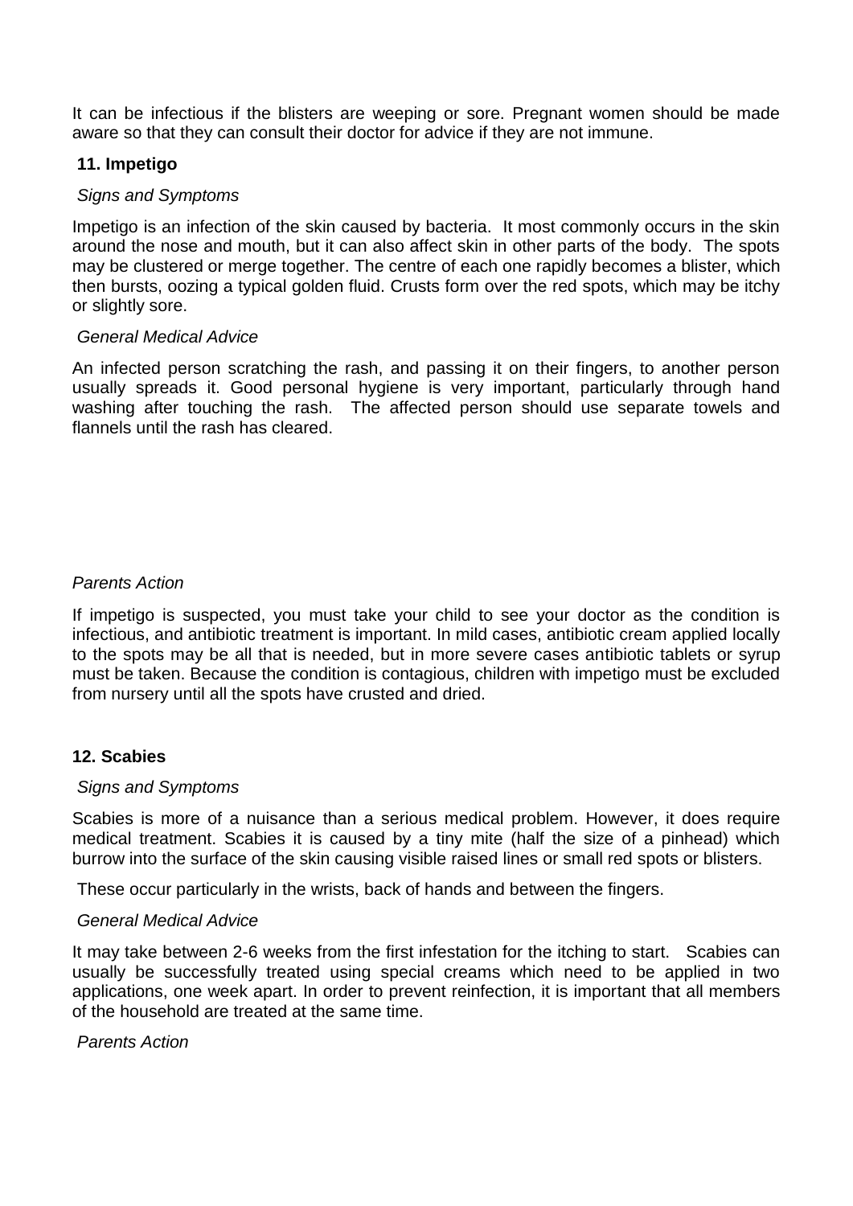It can be infectious if the blisters are weeping or sore. Pregnant women should be made aware so that they can consult their doctor for advice if they are not immune.

### 11. Impetigo

*Signs and Symptoms*

Impetigo is an infection of the skin caused by bacteria. It most commonly occurs in the skin around the nose and mouth, but it can also affect skin in other parts of the body. The spots may be clustered or merge together. The centre of each one rapidly becomes a blister, which then bursts, oozing a typical golden fluid. Crusts form over the red spots, which may be itchy or slightly sore.

*General Medical Advice*

An infected person scratching the rash, and passing it on their fingers, to another person usually spreads it. Good personal hygiene is very important, particularly through hand washing after touching the rash. The affected person should use separate towels and flannels until the rash has cleared.

*Parents Action*

If impetigo is suspected, you must take your child to see your doctor as the condition is infectious, and antibiotic treatment is important. In mild cases, antibiotic cream applied locally to the spots may be all that is needed, but in more severe cases antibiotic tablets or syrup must be taken. Because the condition is contagious, children with impetigo must be excluded from nursery until all the spots have crusted and dried.

### 12. Scabies

*Signs and Symptoms*

Scabies is more of a nuisance than a serious medical problem. However, it does require medical treatment. Scabies it is caused by a tiny mite (half the size of a pinhead) which burrow into the surface of the skin causing visible raised lines or small red spots or blisters.

These occur particularly in the wrists, back of hands and between the fingers.

*General Medical Advice*

It may take between 2-6 weeks from the first infestation for the itching to start. Scabies can usually be successfully treated using special creams which need to be applied in two applications, one week apart. In order to prevent reinfection, it is important that all members of the household are treated at the same time.

*Parents Action*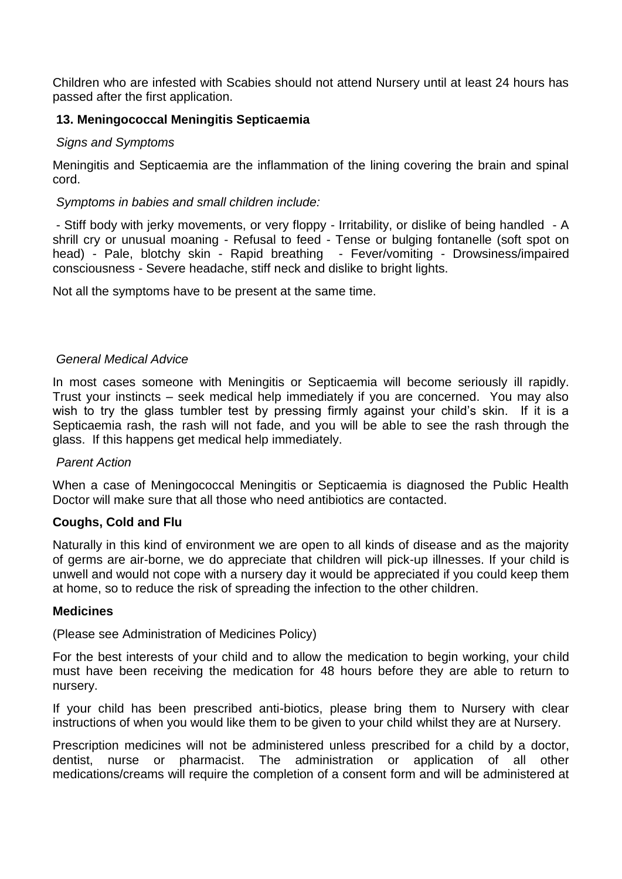Children who are infested with Scabies should not attend Nursery until at least 24 hours has passed after the first application.

### 13. Meningococcal Meningitis Septicaemia

*Signs and Symptoms*

Meningitis and Septicaemia are the inflammation of the lining covering the brain and spinal cord.

*Symptoms in babies and small children include:*

- Stiff body with jerky movements, or very floppy - Irritability, or dislike of being handled - A shrill cry or unusual moaning - Refusal to feed - Tense or bulging fontanelle (soft spot on head) - Pale, blotchy skin - Rapid breathing - Fever/vomiting - Drowsiness/impaired consciousness - Severe headache, stiff neck and dislike to bright lights.

Not all the symptoms have to be present at the same time.

*General Medical Advice*

In most cases someone with Meningitis or Septicaemia will become seriously ill rapidly. Trust your instincts – seek medical help immediately if you are concerned. You may also wish to try the glass tumbler test by pressing firmly against your child's skin. If it is a Septicaemia rash, the rash will not fade, and you will be able to see the rash through the glass. If this happens get medical help immediately.

*Parent Action*

When a case of Meningococcal Meningitis or Septicaemia is diagnosed the Public Health Doctor will make sure that all those who need antibiotics are contacted.

### Coughs, Cold and Flu

Naturally in this kind of environment we are open to all kinds of disease and as the majority of germs are air-borne, we do appreciate that children will pick-up illnesses. If your child is unwell and would not cope with a nursery day it would be appreciated if you could keep them at home, so to reduce the risk of spreading the infection to the other children.

### Medicines

(Please see Administration of Medicines Policy)

For the best interests of your child and to allow the medication to begin working, your child must have been receiving the medication for 48 hours before they are able to return to nursery.

If your child has been prescribed anti-biotics, please bring them to Nursery with clear instructions of when you would like them to be given to your child whilst they are at Nursery.

Prescription medicines will not be administered unless prescribed for a child by a doctor, dentist, nurse or pharmacist. The administration or application of all other medications/creams will require the completion of a consent form and will be administered at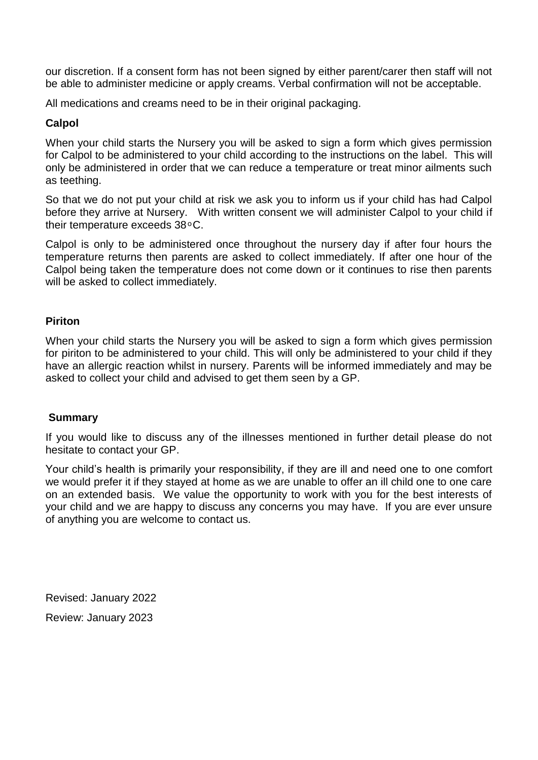our discretion. If a consent form has not been signed by either parent/carer then staff will not be able to administer medicine or apply creams. Verbal confirmation will not be acceptable.

All medications and creams need to be in their original packaging.

**Calpol**

When your child starts the Nursery you will be asked to sign a form which gives permission for Calpol to be administered to your child according to the instructions on the label. This will only be administered in order that we can reduce a temperature or treat minor ailments such as teething.

So that we do not put your child at risk we ask you to inform us if your child has had Calpol before they arrive at Nursery. With written consent we will administer Calpol to your child if their temperature exceeds 38∘C.

Calpol is only to be administered once throughout the nursery day if after four hours the temperature returns then parents are asked to collect immediately. If after one hour of the Calpol being taken the temperature does not come down or it continues to rise then parents will be asked to collect immediately.

**Piriton**

When your child starts the Nursery you will be asked to sign a form which gives permission for piriton to be administered to your child. This will only be administered to your child if they have an allergic reaction whilst in nursery. Parents will be informed immediately and may be asked to collect your child and advised to get them seen by a GP.

**Summary**

If you would like to discuss any of the illnesses mentioned in further detail please do not hesitate to contact your GP.

Your child's health is primarily your responsibility, if they are ill and need one to one comfort we would prefer it if they stayed at home as we are unable to offer an ill child one to one care on an extended basis. We value the opportunity to work with you for the best interests of your child and we are happy to discuss any concerns you may have. If you are ever unsure of anything you are welcome to contact us.

Revised: January 2022

Review: January 2023